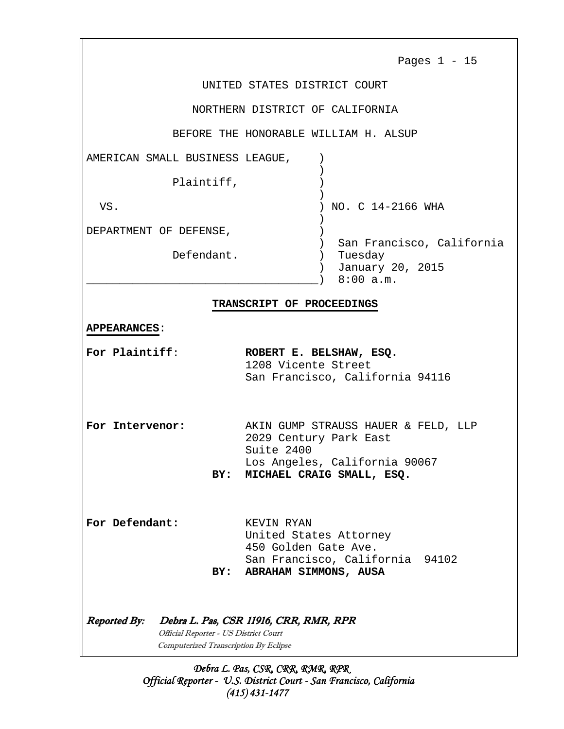Pages 1 - 15

UNITED STATES DISTRICT COURT

NORTHERN DISTRICT OF CALIFORNIA

BEFORE THE HONORABLE WILLIAM H. ALSUP

| | |
|---|---|
| AMERICAN SMALL BUSINESS LEAGUE, | ) |
| Plaintiff, | ) |
| VS. | ) NO. C 14-2166 WHA |
| DEPARTMENT OF DEFENSE, | ) |
| Defendant. | ) San Francisco, California<br>) Tuesday<br>) January 20, 2015<br>) 8:00 a.m. |

**TRANSCRIPT OF PROCEEDINGS**

**APPEARANCES**:

**For Plaintiff**: **ROBERT E. BELSHAW, ESQ.**
1208 Vicente Street
San Francisco, California 94116

**For Intervenor:** AKIN GUMP STRAUSS HAUER & FELD, LLP
2029 Century Park East
Suite 2400
Los Angeles, California 90067
**BY: MICHAEL CRAIG SMALL, ESQ.**

**For Defendant:** KEVIN RYAN
United States Attorney
450 Golden Gate Ave.
San Francisco, California 94102
**BY: ABRAHAM SIMMONS, AUSA**

***Reported By: Debra L. Pas, CSR 11916, CRR, RMR, RPR***
*Official Reporter - US District Court*
*Computerized Transcription By Eclipse*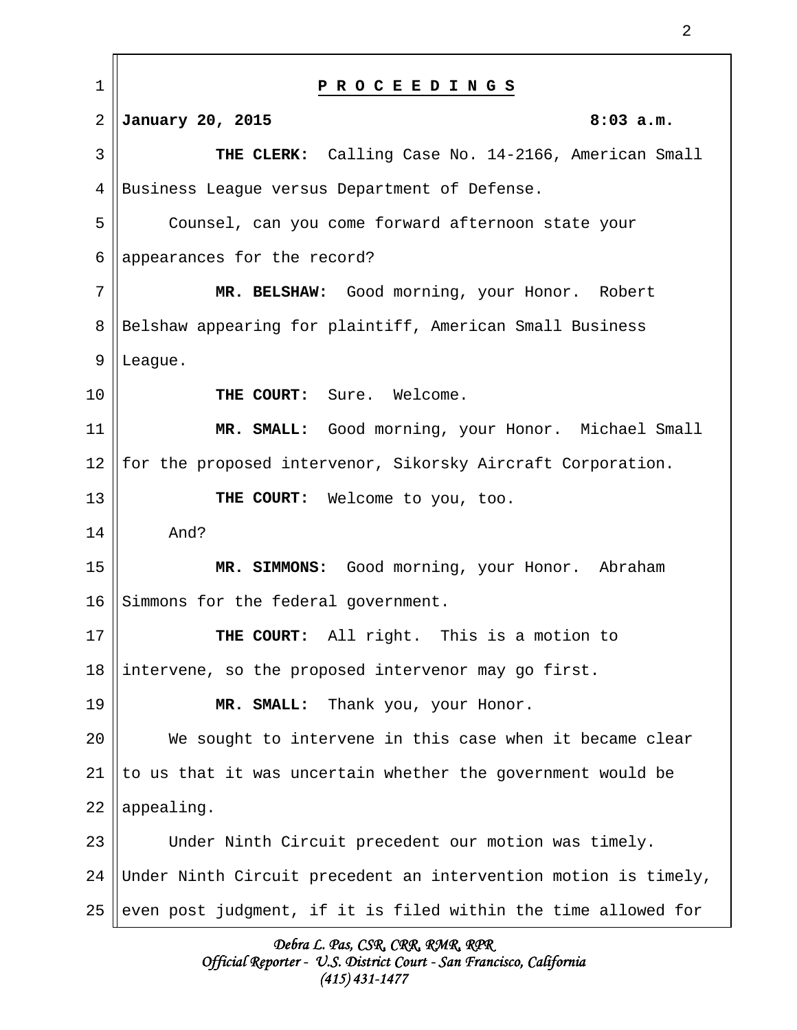**P R O C E E D I N G S**

**January 20, 2015** **8:03 a.m.**

**THE CLERK:** Calling Case No. 14-2166, American Small Business League versus Department of Defense.

Counsel, can you come forward afternoon state your appearances for the record?

**MR. BELSHAW:** Good morning, your Honor. Robert Belshaw appearing for plaintiff, American Small Business League.

**THE COURT:** Sure. Welcome.

**MR. SMALL:** Good morning, your Honor. Michael Small for the proposed intervenor, Sikorsky Aircraft Corporation.

**THE COURT:** Welcome to you, too.

And?

**MR. SIMMONS:** Good morning, your Honor. Abraham Simmons for the federal government.

**THE COURT:** All right. This is a motion to intervene, so the proposed intervenor may go first.

**MR. SMALL:** Thank you, your Honor.

We sought to intervene in this case when it became clear to us that it was uncertain whether the government would be appealing.

Under Ninth Circuit precedent our motion was timely. Under Ninth Circuit precedent an intervention motion is timely, even post judgment, if it is filed within the time allowed for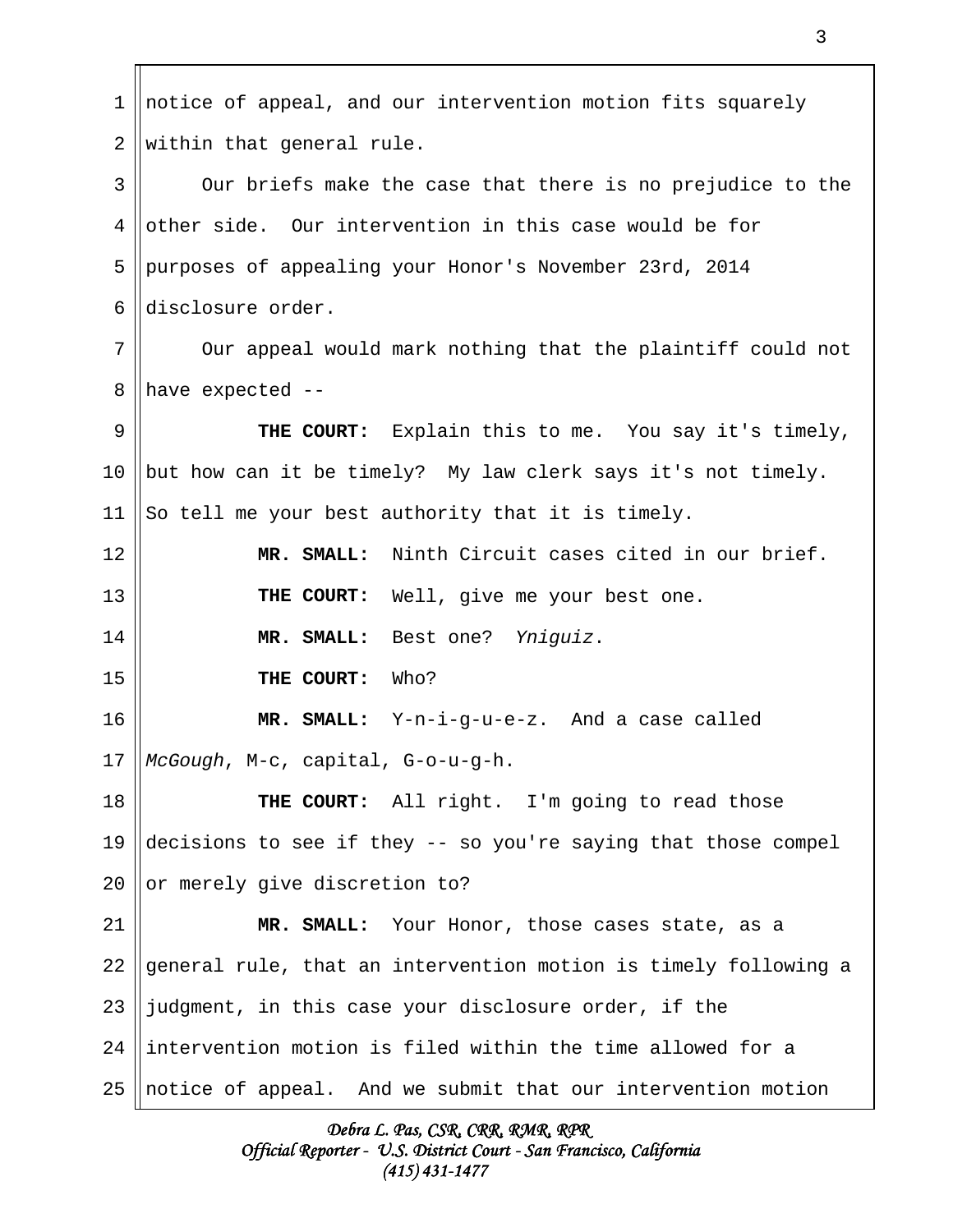notice of appeal, and our intervention motion fits squarely within that general rule.

Our briefs make the case that there is no prejudice to the other side. Our intervention in this case would be for purposes of appealing your Honor's November 23rd, 2014 disclosure order.

Our appeal would mark nothing that the plaintiff could not have expected --

**THE COURT:** Explain this to me. You say it's timely, but how can it be timely? My law clerk says it's not timely. So tell me your best authority that it is timely.

**MR. SMALL:** Ninth Circuit cases cited in our brief.

**THE COURT:** Well, give me your best one.

**MR. SMALL:** Best one? *Yniguiz*.

**THE COURT:** Who?

**MR. SMALL:** Y-n-i-g-u-e-z. And a case called *McGough*, M-c, capital, G-o-u-g-h.

**THE COURT:** All right. I'm going to read those decisions to see if they -- so you're saying that those compel or merely give discretion to?

**MR. SMALL:** Your Honor, those cases state, as a general rule, that an intervention motion is timely following a judgment, in this case your disclosure order, if the intervention motion is filed within the time allowed for a notice of appeal. And we submit that our intervention motion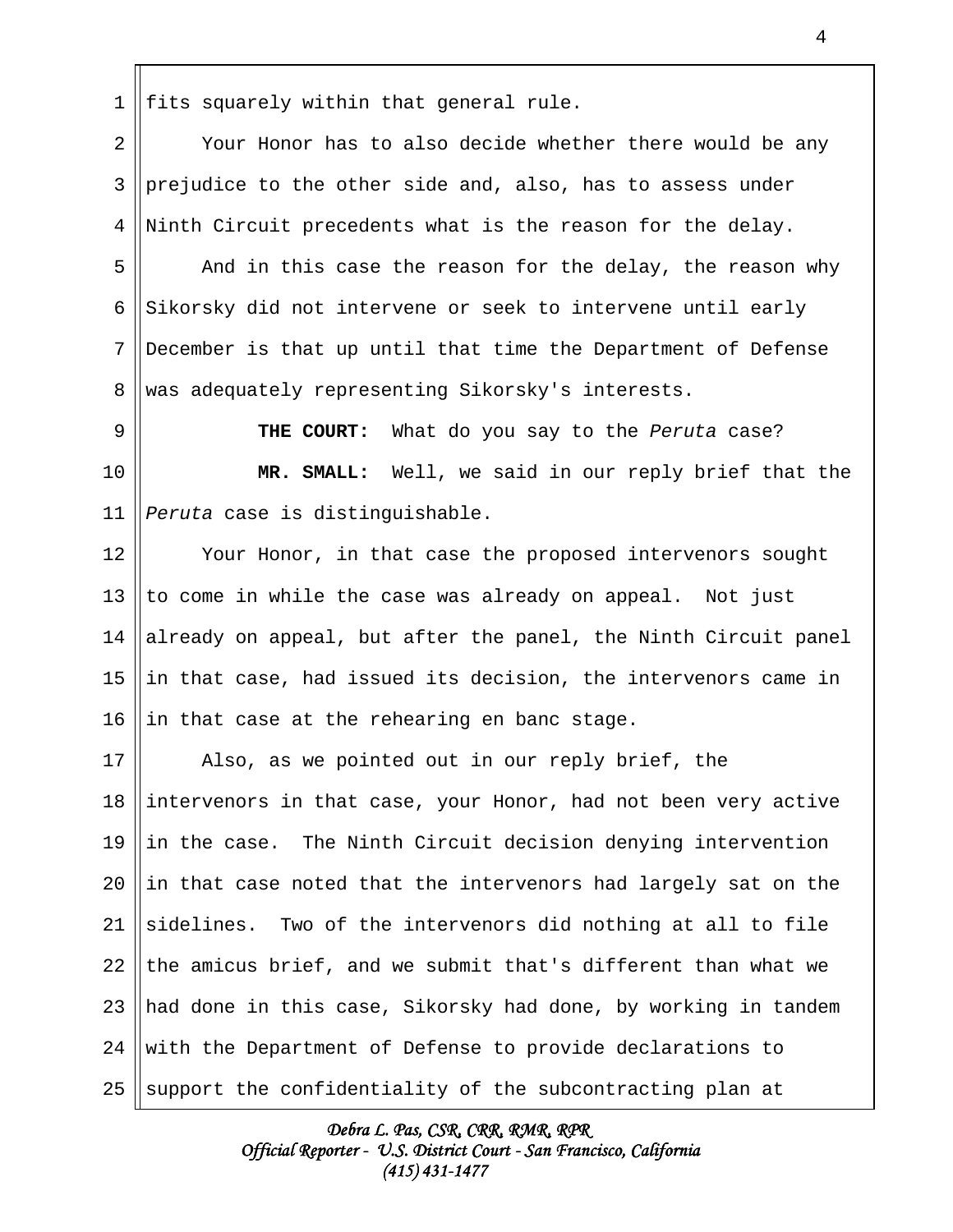fits squarely within that general rule.

Your Honor has to also decide whether there would be any prejudice to the other side and, also, has to assess under Ninth Circuit precedents what is the reason for the delay.

And in this case the reason for the delay, the reason why Sikorsky did not intervene or seek to intervene until early December is that up until that time the Department of Defense was adequately representing Sikorsky's interests.

**THE COURT:** What do you say to the *Peruta* case?

**MR. SMALL:** Well, we said in our reply brief that the *Peruta* case is distinguishable.

Your Honor, in that case the proposed intervenors sought to come in while the case was already on appeal. Not just already on appeal, but after the panel, the Ninth Circuit panel in that case, had issued its decision, the intervenors came in in that case at the rehearing en banc stage.

Also, as we pointed out in our reply brief, the intervenors in that case, your Honor, had not been very active in the case. The Ninth Circuit decision denying intervention in that case noted that the intervenors had largely sat on the sidelines. Two of the intervenors did nothing at all to file the amicus brief, and we submit that's different than what we had done in this case, Sikorsky had done, by working in tandem with the Department of Defense to provide declarations to support the confidentiality of the subcontracting plan at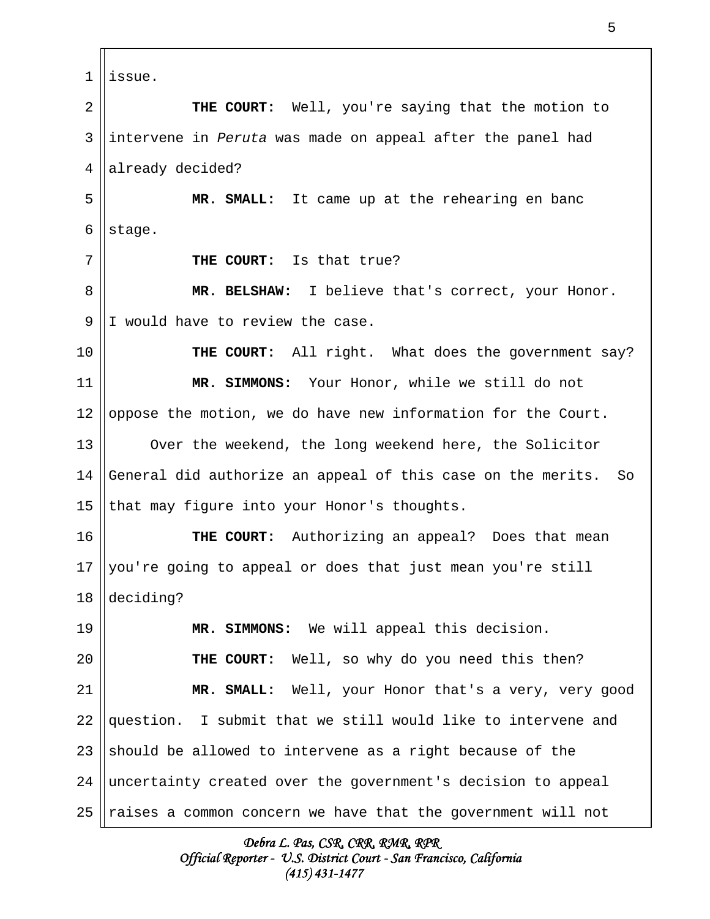1 issue.

2 **THE COURT:** Well, you're saying that the motion to

3 intervene in *Peruta* was made on appeal after the panel had

4 already decided?

5 **MR. SMALL:** It came up at the rehearing en banc

6 stage.

7 **THE COURT:** Is that true?

8 **MR. BELSHAW:** I believe that's correct, your Honor.

9 I would have to review the case.

10 **THE COURT:** All right. What does the government say?

11 **MR. SIMMONS:** Your Honor, while we still do not

12 oppose the motion, we do have new information for the Court.

13 Over the weekend, the long weekend here, the Solicitor

14 General did authorize an appeal of this case on the merits. So

15 that may figure into your Honor's thoughts.

16 **THE COURT:** Authorizing an appeal? Does that mean

17 you're going to appeal or does that just mean you're still

18 deciding?

19 **MR. SIMMONS:** We will appeal this decision.

20 **THE COURT:** Well, so why do you need this then?

21 **MR. SMALL:** Well, your Honor that's a very, very good

22 question. I submit that we still would like to intervene and

23 should be allowed to intervene as a right because of the

24 uncertainty created over the government's decision to appeal

25 raises a common concern we have that the government will not

Debra L. Pas, CSR, CRR, RMR, RPR
Official Reporter - U.S. District Court - San Francisco, California
(415) 431-1477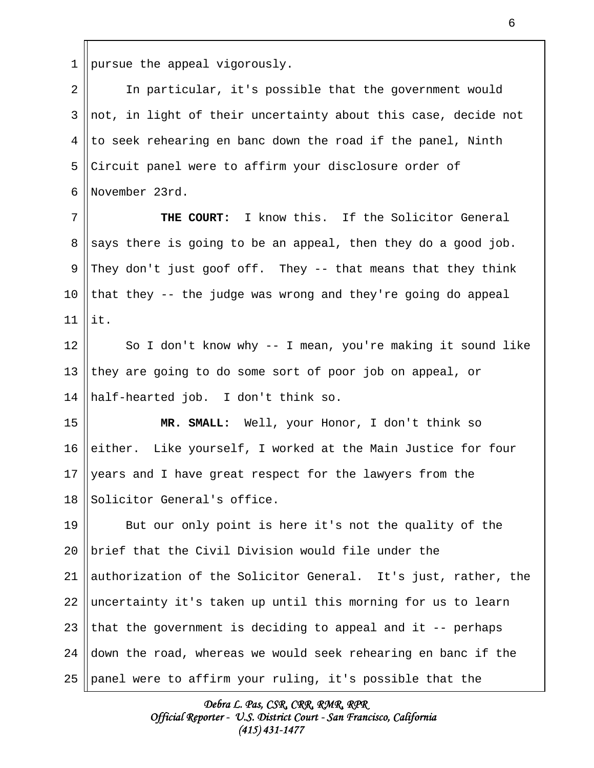pursue the appeal vigorously.

In particular, it's possible that the government would not, in light of their uncertainty about this case, decide not to seek rehearing en banc down the road if the panel, Ninth Circuit panel were to affirm your disclosure order of November 23rd.

**THE COURT:** I know this. If the Solicitor General says there is going to be an appeal, then they do a good job. They don't just goof off. They -- that means that they think that they -- the judge was wrong and they're going do appeal it.

So I don't know why -- I mean, you're making it sound like they are going to do some sort of poor job on appeal, or half-hearted job. I don't think so.

**MR. SMALL:** Well, your Honor, I don't think so either. Like yourself, I worked at the Main Justice for four years and I have great respect for the lawyers from the Solicitor General's office.

But our only point is here it's not the quality of the brief that the Civil Division would file under the authorization of the Solicitor General. It's just, rather, the uncertainty it's taken up until this morning for us to learn that the government is deciding to appeal and it -- perhaps down the road, whereas we would seek rehearing en banc if the panel were to affirm your ruling, it's possible that the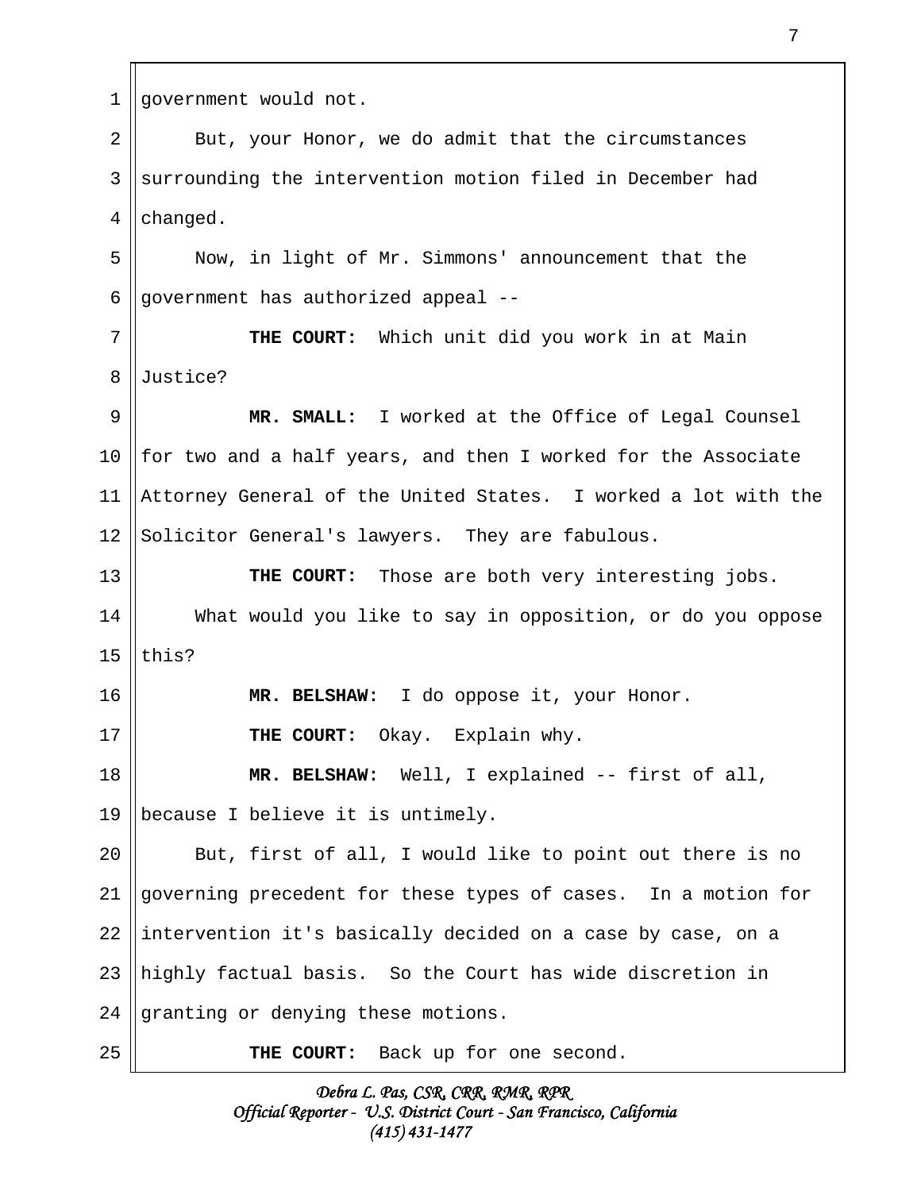government would not.

But, your Honor, we do admit that the circumstances surrounding the intervention motion filed in December had changed.

Now, in light of Mr. Simmons' announcement that the government has authorized appeal --

**THE COURT:** Which unit did you work in at Main Justice?

**MR. SMALL:** I worked at the Office of Legal Counsel for two and a half years, and then I worked for the Associate Attorney General of the United States. I worked a lot with the Solicitor General's lawyers. They are fabulous.

**THE COURT:** Those are both very interesting jobs.

What would you like to say in opposition, or do you oppose this?

**MR. BELSHAW:** I do oppose it, your Honor.

**THE COURT:** Okay. Explain why.

**MR. BELSHAW:** Well, I explained -- first of all, because I believe it is untimely.

But, first of all, I would like to point out there is no governing precedent for these types of cases. In a motion for intervention it's basically decided on a case by case, on a highly factual basis. So the Court has wide discretion in granting or denying these motions.

**THE COURT:** Back up for one second.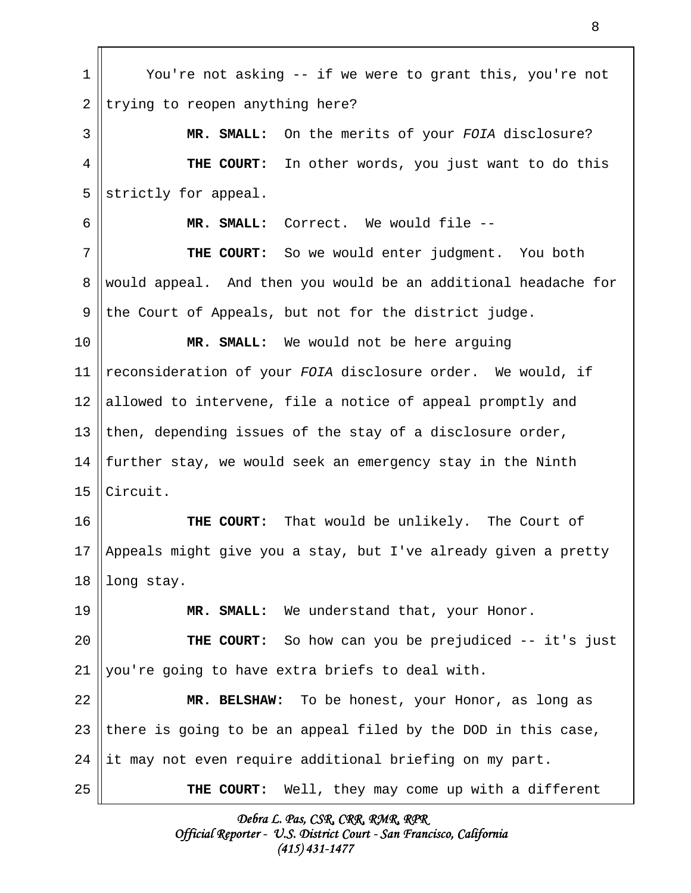You're not asking -- if we were to grant this, you're not trying to reopen anything here?

**MR. SMALL:** On the merits of your *FOIA* disclosure?

**THE COURT:** In other words, you just want to do this strictly for appeal.

**MR. SMALL:** Correct. We would file --

**THE COURT:** So we would enter judgment. You both would appeal. And then you would be an additional headache for the Court of Appeals, but not for the district judge.

**MR. SMALL:** We would not be here arguing reconsideration of your *FOIA* disclosure order. We would, if allowed to intervene, file a notice of appeal promptly and then, depending issues of the stay of a disclosure order, further stay, we would seek an emergency stay in the Ninth Circuit.

**THE COURT:** That would be unlikely. The Court of Appeals might give you a stay, but I've already given a pretty long stay.

**MR. SMALL:** We understand that, your Honor.

**THE COURT:** So how can you be prejudiced -- it's just you're going to have extra briefs to deal with.

**MR. BELSHAW:** To be honest, your Honor, as long as there is going to be an appeal filed by the DOD in this case, it may not even require additional briefing on my part.

**THE COURT:** Well, they may come up with a different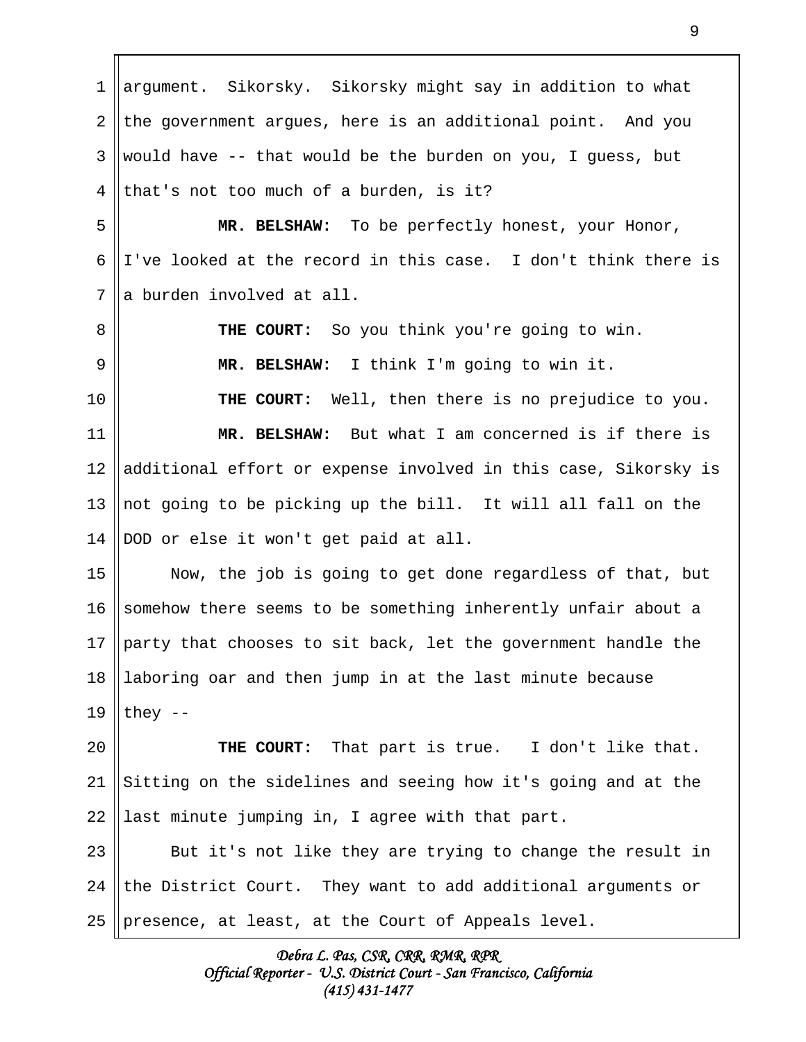argument. Sikorsky. Sikorsky might say in addition to what the government argues, here is an additional point. And you would have -- that would be the burden on you, I guess, but that's not too much of a burden, is it?

**MR. BELSHAW:** To be perfectly honest, your Honor, I've looked at the record in this case. I don't think there is a burden involved at all.

**THE COURT:** So you think you're going to win.

**MR. BELSHAW:** I think I'm going to win it.

**THE COURT:** Well, then there is no prejudice to you.

**MR. BELSHAW:** But what I am concerned is if there is additional effort or expense involved in this case, Sikorsky is not going to be picking up the bill. It will all fall on the DOD or else it won't get paid at all.

Now, the job is going to get done regardless of that, but somehow there seems to be something inherently unfair about a party that chooses to sit back, let the government handle the laboring oar and then jump in at the last minute because they --

**THE COURT:** That part is true. I don't like that. Sitting on the sidelines and seeing how it's going and at the last minute jumping in, I agree with that part.

But it's not like they are trying to change the result in the District Court. They want to add additional arguments or presence, at least, at the Court of Appeals level.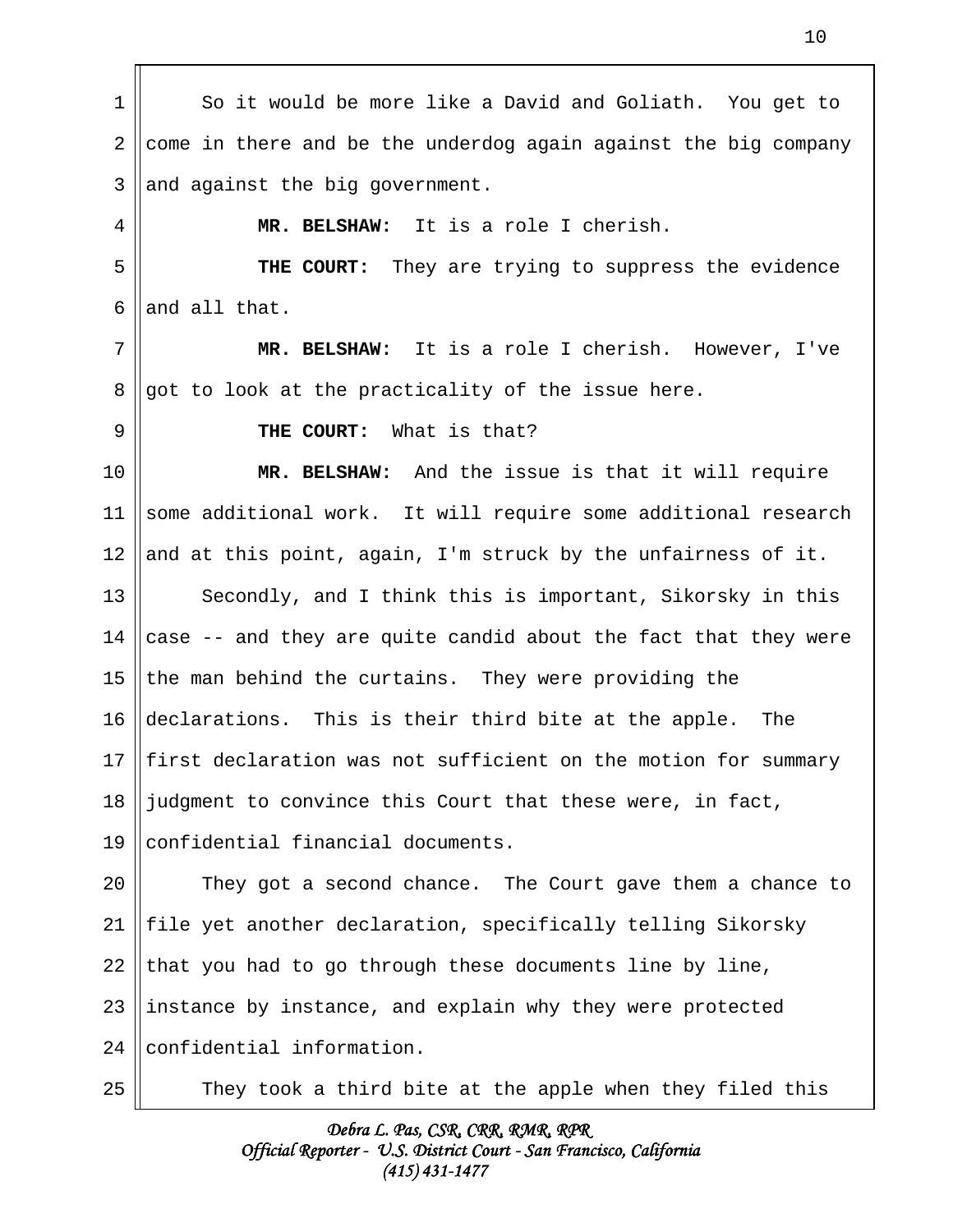So it would be more like a David and Goliath. You get to come in there and be the underdog again against the big company and against the big government.

**MR. BELSHAW:** It is a role I cherish.

**THE COURT:** They are trying to suppress the evidence and all that.

**MR. BELSHAW:** It is a role I cherish. However, I've got to look at the practicality of the issue here.

**THE COURT:** What is that?

**MR. BELSHAW:** And the issue is that it will require some additional work. It will require some additional research and at this point, again, I'm struck by the unfairness of it.

Secondly, and I think this is important, Sikorsky in this case -- and they are quite candid about the fact that they were the man behind the curtains. They were providing the declarations. This is their third bite at the apple. The first declaration was not sufficient on the motion for summary judgment to convince this Court that these were, in fact, confidential financial documents.

They got a second chance. The Court gave them a chance to file yet another declaration, specifically telling Sikorsky that you had to go through these documents line by line, instance by instance, and explain why they were protected confidential information.

They took a third bite at the apple when they filed this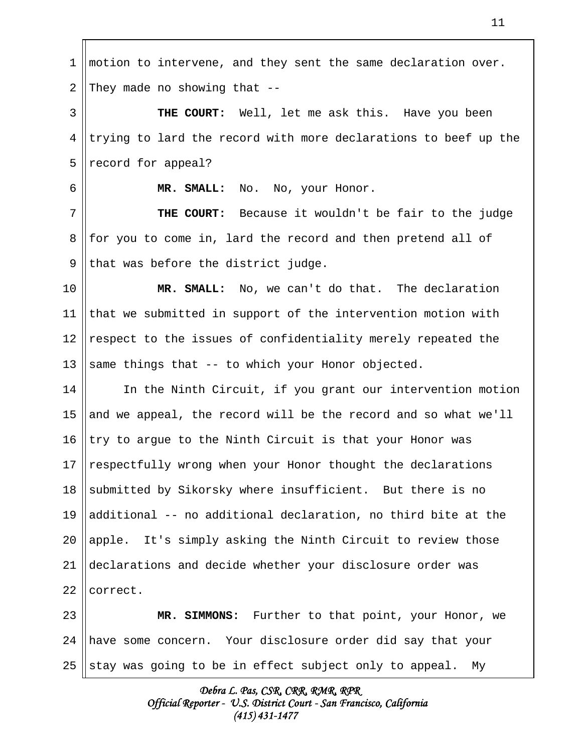motion to intervene, and they sent the same declaration over. They made no showing that --

**THE COURT:** Well, let me ask this. Have you been trying to lard the record with more declarations to beef up the record for appeal?

**MR. SMALL:** No. No, your Honor.

**THE COURT:** Because it wouldn't be fair to the judge for you to come in, lard the record and then pretend all of that was before the district judge.

**MR. SMALL:** No, we can't do that. The declaration that we submitted in support of the intervention motion with respect to the issues of confidentiality merely repeated the same things that -- to which your Honor objected.

In the Ninth Circuit, if you grant our intervention motion and we appeal, the record will be the record and so what we'll try to argue to the Ninth Circuit is that your Honor was respectfully wrong when your Honor thought the declarations submitted by Sikorsky where insufficient. But there is no additional -- no additional declaration, no third bite at the apple. It's simply asking the Ninth Circuit to review those declarations and decide whether your disclosure order was correct.

**MR. SIMMONS:** Further to that point, your Honor, we have some concern. Your disclosure order did say that your stay was going to be in effect subject only to appeal. My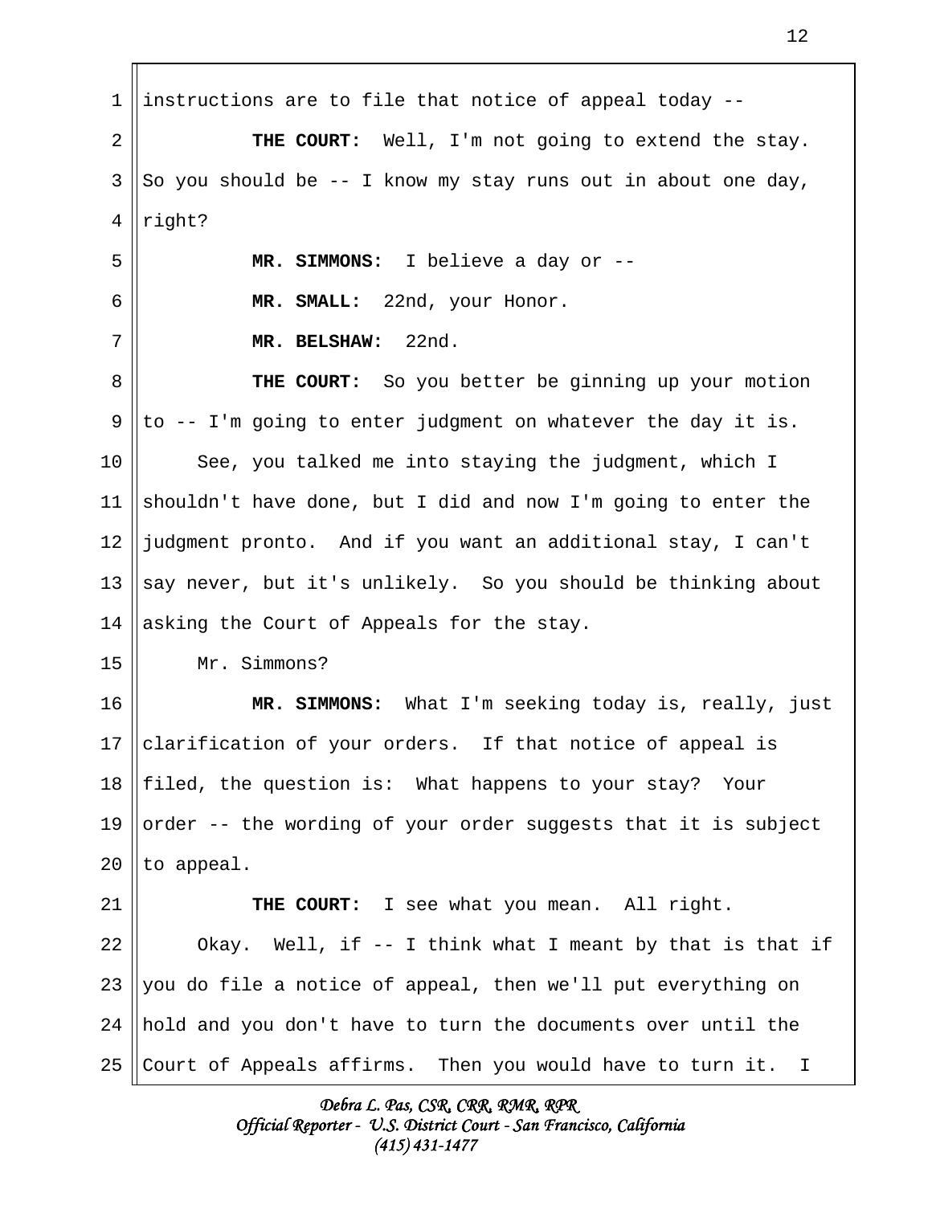instructions are to file that notice of appeal today --

**THE COURT:** Well, I'm not going to extend the stay. So you should be -- I know my stay runs out in about one day, right?

**MR. SIMMONS:** I believe a day or --

**MR. SMALL:** 22nd, your Honor.

**MR. BELSHAW:** 22nd.

**THE COURT:** So you better be ginning up your motion to -- I'm going to enter judgment on whatever the day it is.

See, you talked me into staying the judgment, which I shouldn't have done, but I did and now I'm going to enter the judgment pronto. And if you want an additional stay, I can't say never, but it's unlikely. So you should be thinking about asking the Court of Appeals for the stay.

Mr. Simmons?

**MR. SIMMONS:** What I'm seeking today is, really, just clarification of your orders. If that notice of appeal is filed, the question is: What happens to your stay? Your order -- the wording of your order suggests that it is subject to appeal.

**THE COURT:** I see what you mean. All right.

Okay. Well, if -- I think what I meant by that is that if you do file a notice of appeal, then we'll put everything on hold and you don't have to turn the documents over until the Court of Appeals affirms. Then you would have to turn it. I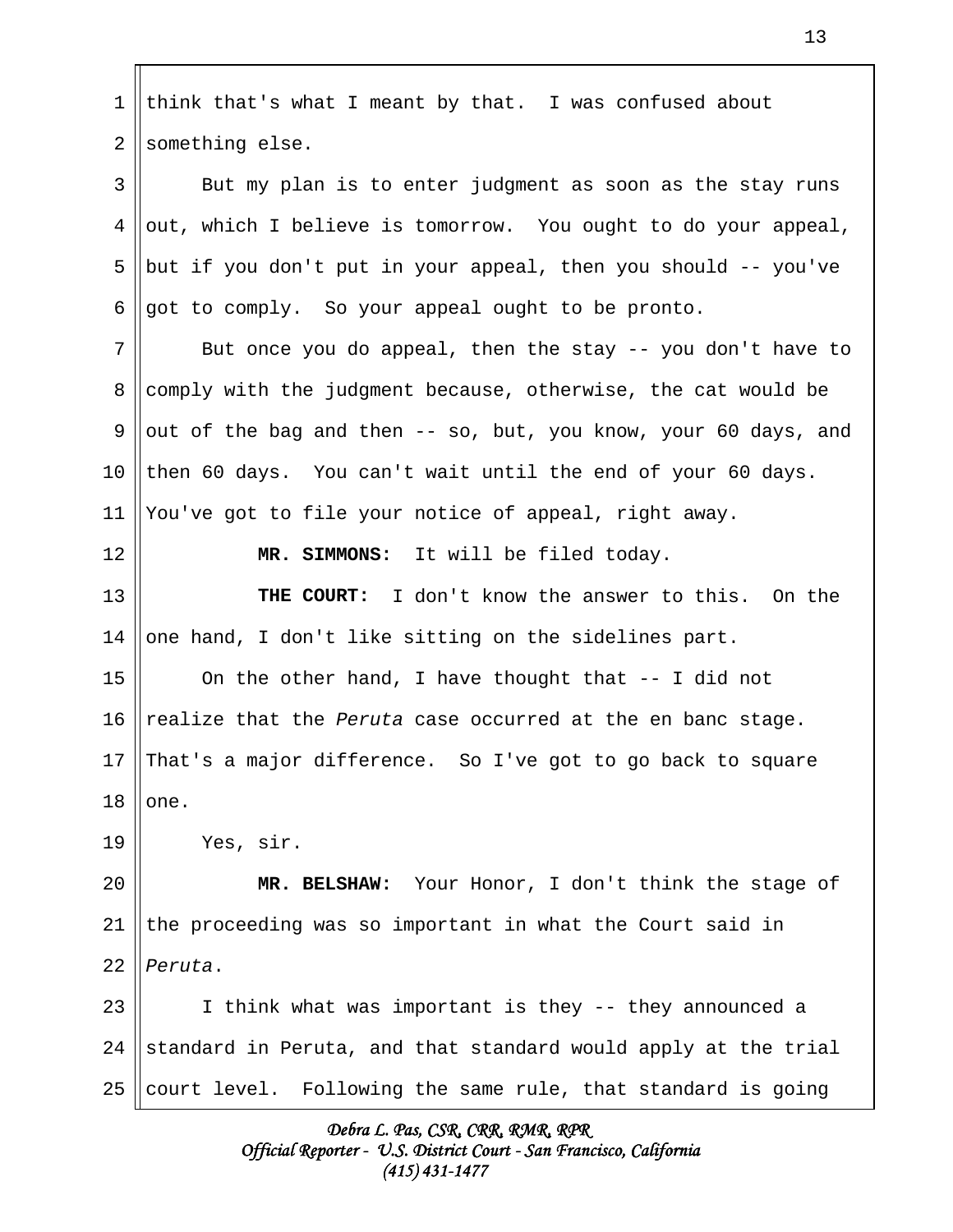think that's what I meant by that. I was confused about something else.

But my plan is to enter judgment as soon as the stay runs out, which I believe is tomorrow. You ought to do your appeal, but if you don't put in your appeal, then you should -- you've got to comply. So your appeal ought to be pronto.

But once you do appeal, then the stay -- you don't have to comply with the judgment because, otherwise, the cat would be out of the bag and then -- so, but, you know, your 60 days, and then 60 days. You can't wait until the end of your 60 days. You've got to file your notice of appeal, right away.

**MR. SIMMONS:** It will be filed today.

**THE COURT:** I don't know the answer to this. On the one hand, I don't like sitting on the sidelines part.

On the other hand, I have thought that -- I did not realize that the *Peruta* case occurred at the en banc stage. That's a major difference. So I've got to go back to square one.

Yes, sir.

**MR. BELSHAW:** Your Honor, I don't think the stage of the proceeding was so important in what the Court said in *Peruta*.

I think what was important is they -- they announced a standard in Peruta, and that standard would apply at the trial court level. Following the same rule, that standard is going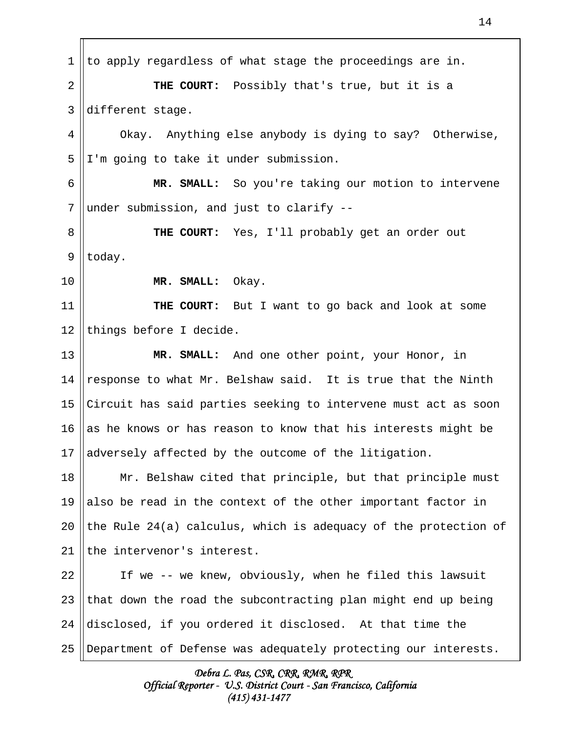to apply regardless of what stage the proceedings are in.

**THE COURT:** Possibly that's true, but it is a different stage.

Okay. Anything else anybody is dying to say? Otherwise, I'm going to take it under submission.

**MR. SMALL:** So you're taking our motion to intervene under submission, and just to clarify --

**THE COURT:** Yes, I'll probably get an order out today.

**MR. SMALL:** Okay.

**THE COURT:** But I want to go back and look at some things before I decide.

**MR. SMALL:** And one other point, your Honor, in response to what Mr. Belshaw said. It is true that the Ninth Circuit has said parties seeking to intervene must act as soon as he knows or has reason to know that his interests might be adversely affected by the outcome of the litigation.

Mr. Belshaw cited that principle, but that principle must also be read in the context of the other important factor in the Rule 24(a) calculus, which is adequacy of the protection of the intervenor's interest.

If we -- we knew, obviously, when he filed this lawsuit that down the road the subcontracting plan might end up being disclosed, if you ordered it disclosed. At that time the Department of Defense was adequately protecting our interests.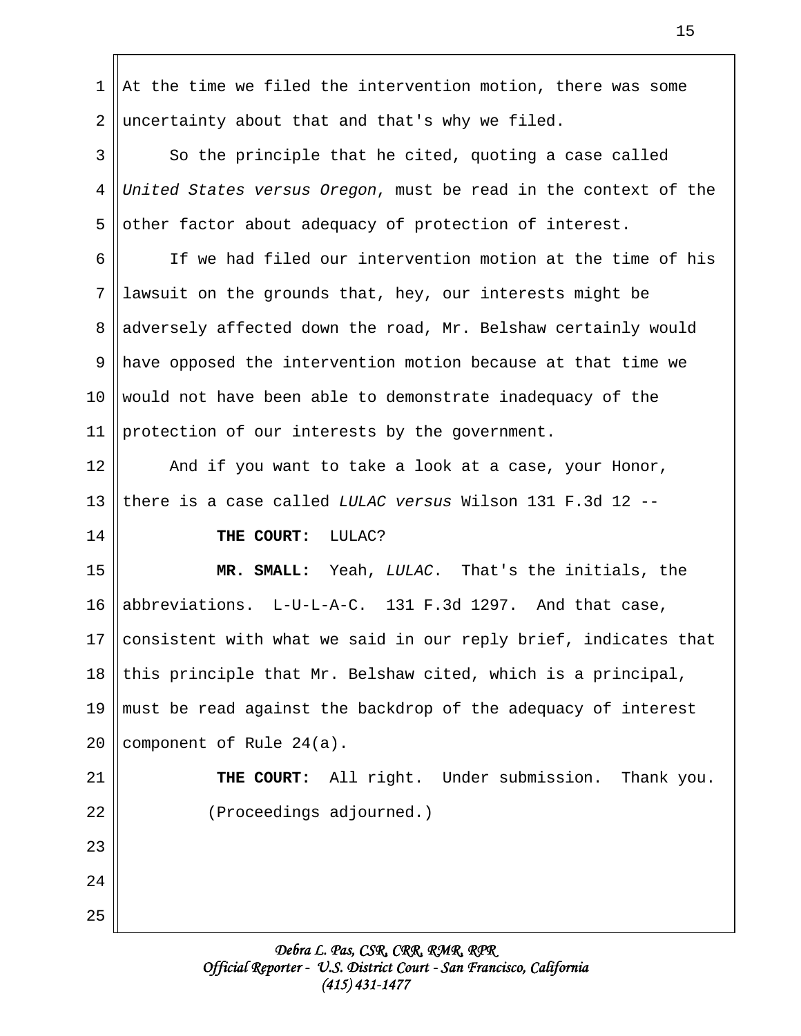At the time we filed the intervention motion, there was some uncertainty about that and that's why we filed.

So the principle that he cited, quoting a case called *United States versus Oregon*, must be read in the context of the other factor about adequacy of protection of interest.

If we had filed our intervention motion at the time of his lawsuit on the grounds that, hey, our interests might be adversely affected down the road, Mr. Belshaw certainly would have opposed the intervention motion because at that time we would not have been able to demonstrate inadequacy of the protection of our interests by the government.

And if you want to take a look at a case, your Honor, there is a case called *LULAC versus* Wilson 131 F.3d 12 --

**THE COURT:** LULAC?

**MR. SMALL:** Yeah, *LULAC*. That's the initials, the abbreviations. L-U-L-A-C. 131 F.3d 1297. And that case, consistent with what we said in our reply brief, indicates that this principle that Mr. Belshaw cited, which is a principal, must be read against the backdrop of the adequacy of interest component of Rule 24(a).

**THE COURT:** All right. Under submission. Thank you.

(Proceedings adjourned.)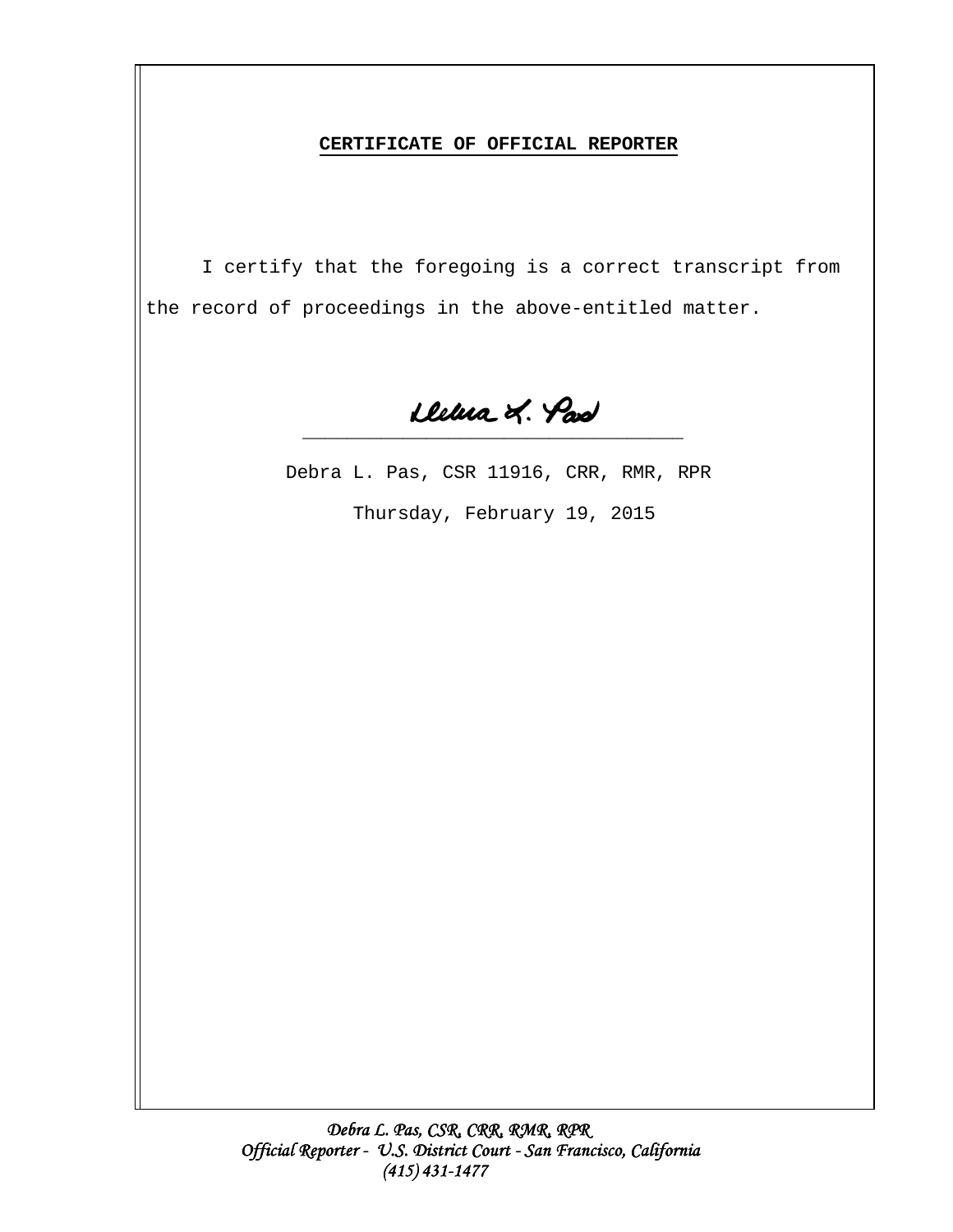**CERTIFICATE OF OFFICIAL REPORTER**

I certify that the foregoing is a correct transcript from the record of proceedings in the above-entitled matter.

Debra L. Pas

\_\_\_\_\_\_\_\_\_\_\_\_\_\_\_\_\_\_\_\_\_\_\_\_\_\_\_\_\_\_\_\_\_\_\_\_\_\_

Debra L. Pas, CSR 11916, CRR, RMR, RPR

Thursday, February 19, 2015